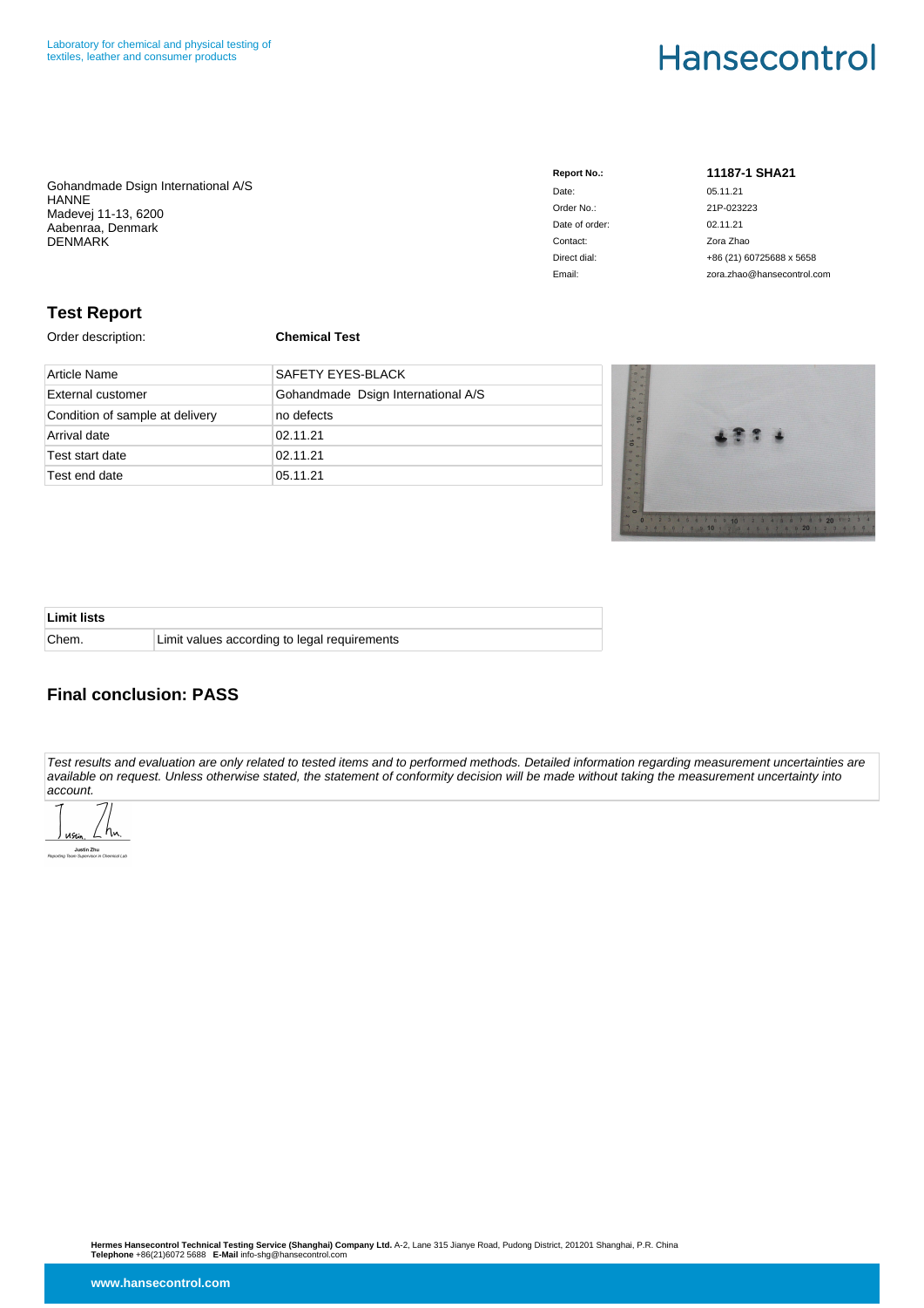Laboratory for chemical and physical testing of
textiles, leather and consumer products

# Hansecontrol

Gohandmade Dsign International A/S
HANNE
Madevej 11-13, 6200
Aabenraa, Denmark
DENMARK

| | |
|---|---|
| **Report No.:** | **11187-1 SHA21** |
| Date: | 05.11.21 |
| Order No.: | 21P-023223 |
| Date of order: | 02.11.21 |
| Contact: | Zora Zhao |
| Direct dial: | +86 (21) 60725688 x 5658 |
| Email: | zora.zhao@hansecontrol.com |

## Test Report

Order description: **Chemical Test**

| | |
|---|---|
| Article Name | SAFETY EYES-BLACK |
| External customer | Gohandmade Dsign International A/S |
| Condition of sample at delivery | no defects |
| Arrival date | 02.11.21 |
| Test start date | 02.11.21 |
| Test end date | 05.11.21 |

| **Limit lists** | |
|---|---|
| Chem. | Limit values according to legal requirements |

## Final conclusion: PASS

*Test results and evaluation are only related to tested items and to performed methods. Detailed information regarding measurement uncertainties are available on request. Unless otherwise stated, the statement of conformity decision will be made without taking the measurement uncertainty into account.*

Justin Zhu
*Reporting Team Supervisor in Chemical Lab*

**Hermes Hansecontrol Technical Testing Service (Shanghai) Company Ltd.** A-2, Lane 315 Jianye Road, Pudong District, 201201 Shanghai, P.R. China
**Telephone** +86(21)6072 5688 **E-Mail** info-shg@hansecontrol.com

**www.hansecontrol.com**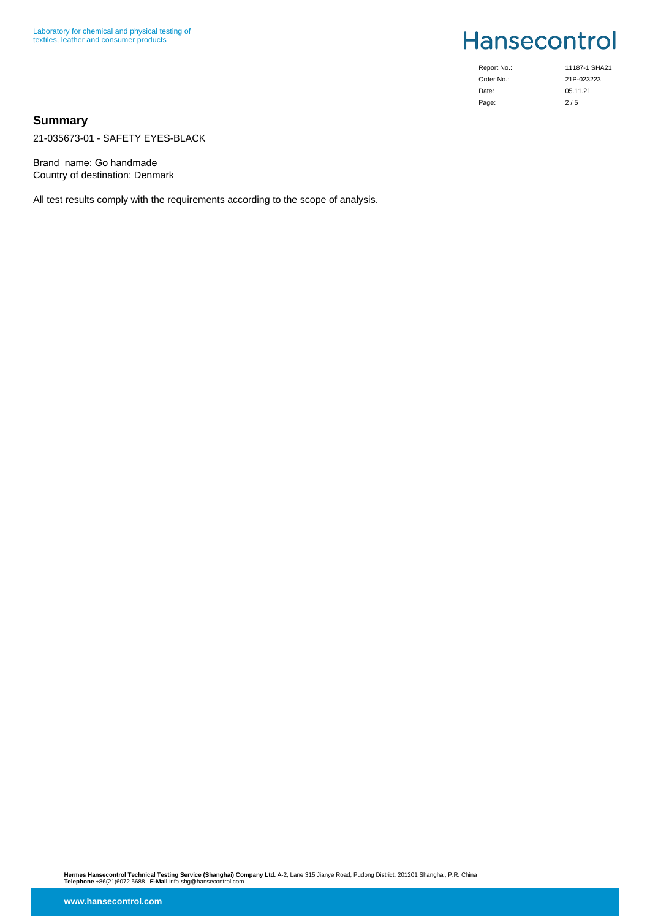## Summary

21-035673-01 - SAFETY EYES-BLACK

Brand name: Go handmade
Country of destination: Denmark

All test results comply with the requirements according to the scope of analysis.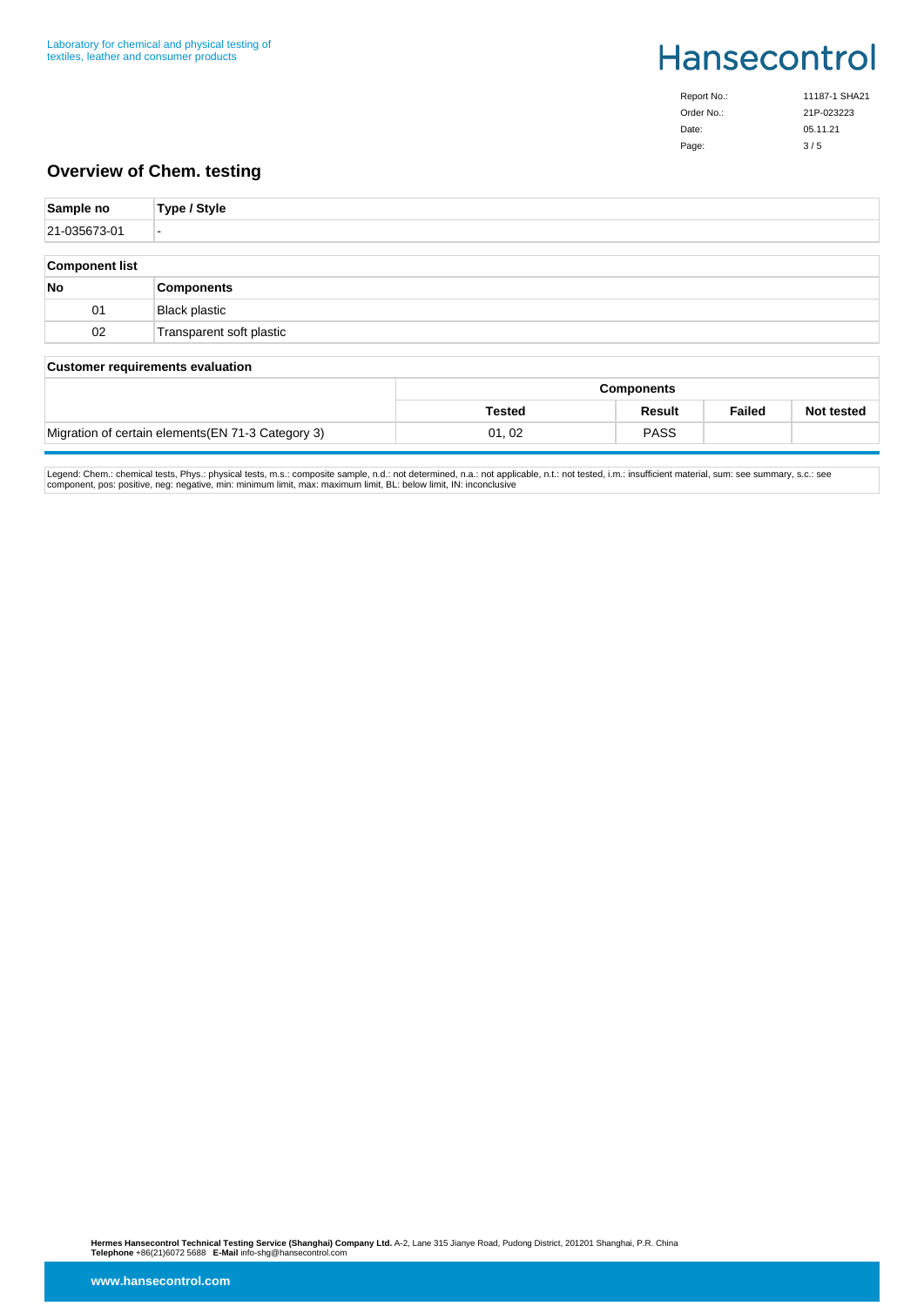## Overview of Chem. testing

| Sample no | Type / Style |
| --- | --- |
| 21-035673-01 | - |

| Component list | |
| --- | --- |
| **No** | **Components** |
| 01 | Black plastic |
| 02 | Transparent soft plastic |

| Customer requirements evaluation | Components | | | |
| --- | --- | --- | --- | --- |
| | **Tested** | **Result** | **Failed** | **Not tested** |
| Migration of certain elements(EN 71-3 Category 3) | 01, 02 | PASS | | |

Legend: Chem.: chemical tests, Phys.: physical tests, m.s.: composite sample, n.d.: not determined, n.a.: not applicable, n.t.: not tested, i.m.: insufficient material, sum: see summary, s.c.: see component, pos: positive, neg: negative, min: minimum limit, max: maximum limit, BL: below limit, IN: inconclusive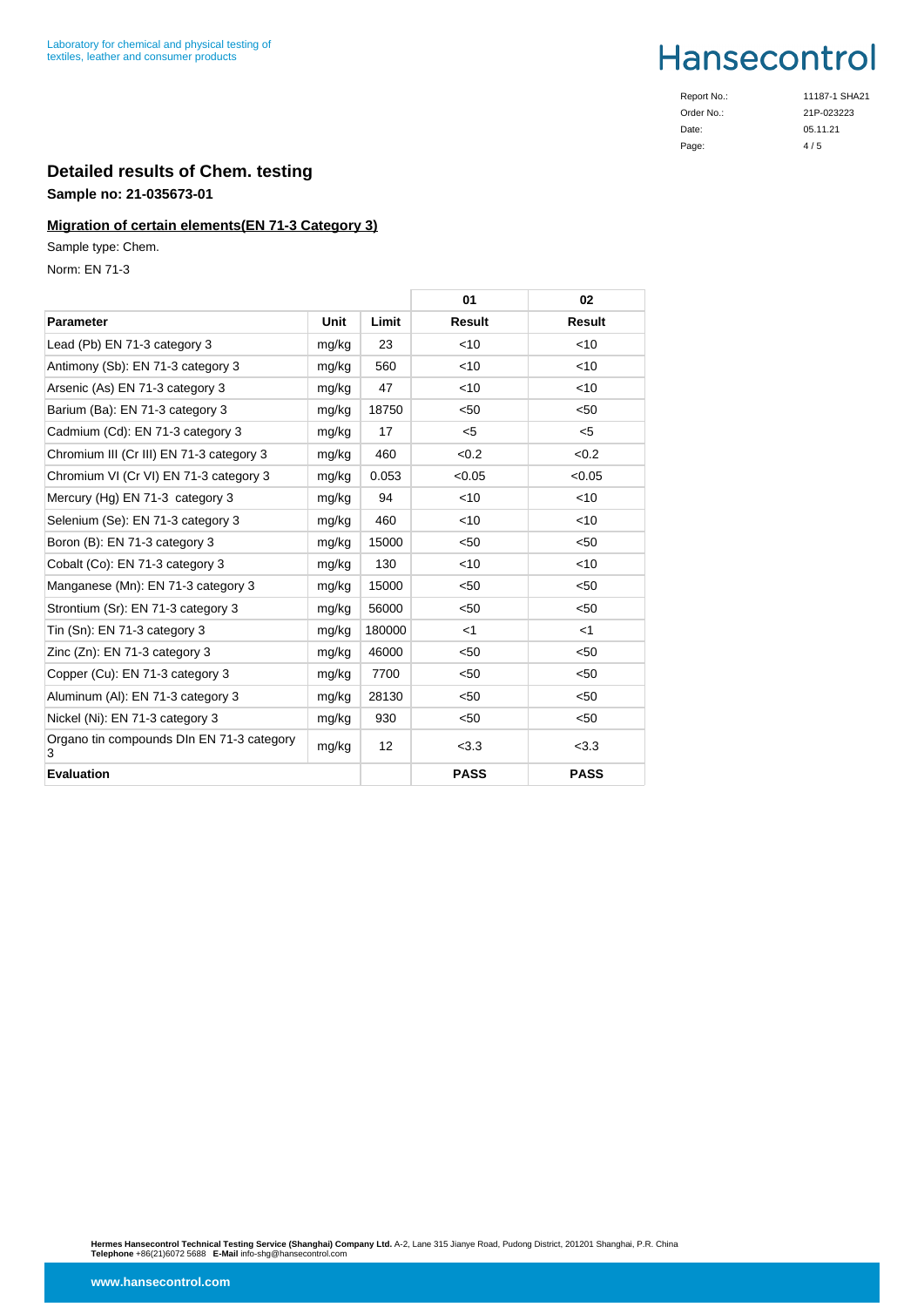## Detailed results of Chem. testing

**Sample no: 21-035673-01**

### Migration of certain elements(EN 71-3 Category 3)

Sample type: Chem.

Norm: EN 71-3

| | | | 01 | 02 |
|---|---|---|---|---|
| **Parameter** | **Unit** | **Limit** | **Result** | **Result** |
| Lead (Pb) EN 71-3 category 3 | mg/kg | 23 | <10 | <10 |
| Antimony (Sb): EN 71-3 category 3 | mg/kg | 560 | <10 | <10 |
| Arsenic (As) EN 71-3 category 3 | mg/kg | 47 | <10 | <10 |
| Barium (Ba): EN 71-3 category 3 | mg/kg | 18750 | <50 | <50 |
| Cadmium (Cd): EN 71-3 category 3 | mg/kg | 17 | <5 | <5 |
| Chromium III (Cr III) EN 71-3 category 3 | mg/kg | 460 | <0.2 | <0.2 |
| Chromium VI (Cr VI) EN 71-3 category 3 | mg/kg | 0.053 | <0.05 | <0.05 |
| Mercury (Hg) EN 71-3 category 3 | mg/kg | 94 | <10 | <10 |
| Selenium (Se): EN 71-3 category 3 | mg/kg | 460 | <10 | <10 |
| Boron (B): EN 71-3 category 3 | mg/kg | 15000 | <50 | <50 |
| Cobalt (Co): EN 71-3 category 3 | mg/kg | 130 | <10 | <10 |
| Manganese (Mn): EN 71-3 category 3 | mg/kg | 15000 | <50 | <50 |
| Strontium (Sr): EN 71-3 category 3 | mg/kg | 56000 | <50 | <50 |
| Tin (Sn): EN 71-3 category 3 | mg/kg | 180000 | <1 | <1 |
| Zinc (Zn): EN 71-3 category 3 | mg/kg | 46000 | <50 | <50 |
| Copper (Cu): EN 71-3 category 3 | mg/kg | 7700 | <50 | <50 |
| Aluminum (Al): EN 71-3 category 3 | mg/kg | 28130 | <50 | <50 |
| Nickel (Ni): EN 71-3 category 3 | mg/kg | 930 | <50 | <50 |
| Organo tin compounds DIn EN 71-3 category 3 | mg/kg | 12 | <3.3 | <3.3 |
| **Evaluation** | | | **PASS** | **PASS** |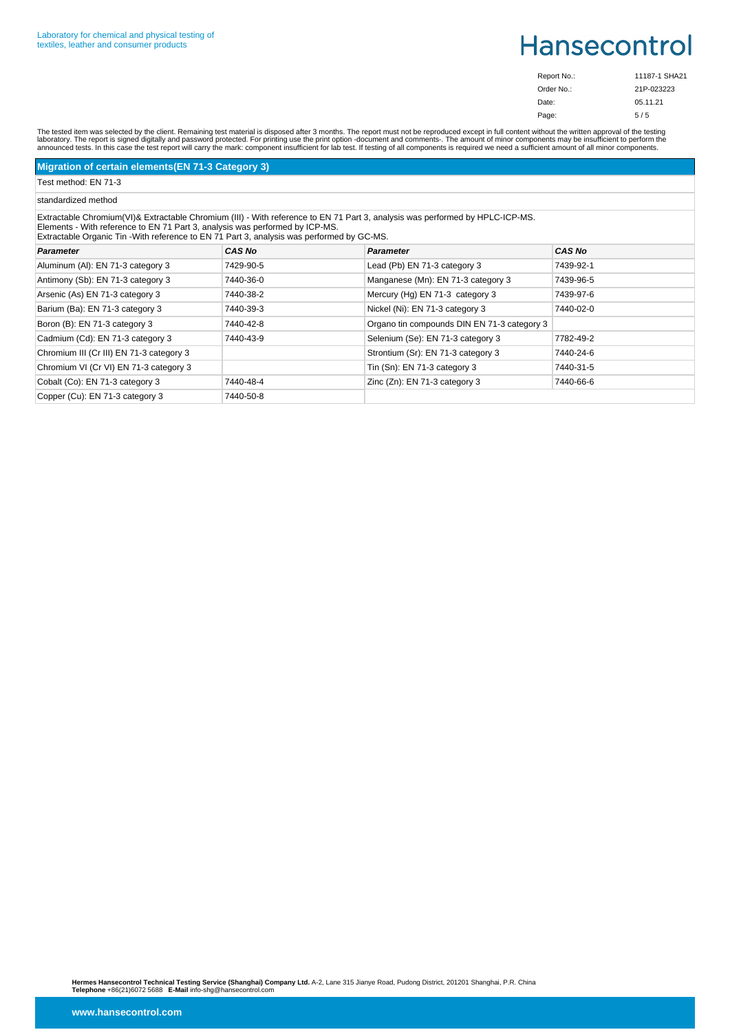The tested item was selected by the client. Remaining test material is disposed after 3 months. The report must not be reproduced except in full content without the written approval of the testing laboratory. The report is signed digitally and password protected. For printing use the print option -document and comments-. The amount of minor components may be insufficient to perform the announced tests. In this case the test report will carry the mark: component insufficient for lab test. If testing of all components is required we need a sufficient amount of all minor components.

## Migration of certain elements(EN 71-3 Category 3)

Test method: EN 71-3

standardized method

Extractable Chromium(VI)& Extractable Chromium (III) - With reference to EN 71 Part 3, analysis was performed by HPLC-ICP-MS.
Elements - With reference to EN 71 Part 3, analysis was performed by ICP-MS.
Extractable Organic Tin -With reference to EN 71 Part 3, analysis was performed by GC-MS.

| *Parameter* | *CAS No* | *Parameter* | *CAS No* |
|---|---|---|---|
| Aluminum (Al): EN 71-3 category 3 | 7429-90-5 | Lead (Pb) EN 71-3 category 3 | 7439-92-1 |
| Antimony (Sb): EN 71-3 category 3 | 7440-36-0 | Manganese (Mn): EN 71-3 category 3 | 7439-96-5 |
| Arsenic (As) EN 71-3 category 3 | 7440-38-2 | Mercury (Hg) EN 71-3 category 3 | 7439-97-6 |
| Barium (Ba): EN 71-3 category 3 | 7440-39-3 | Nickel (Ni): EN 71-3 category 3 | 7440-02-0 |
| Boron (B): EN 71-3 category 3 | 7440-42-8 | Organo tin compounds DIN EN 71-3 category 3 | |
| Cadmium (Cd): EN 71-3 category 3 | 7440-43-9 | Selenium (Se): EN 71-3 category 3 | 7782-49-2 |
| Chromium III (Cr III) EN 71-3 category 3 | | Strontium (Sr): EN 71-3 category 3 | 7440-24-6 |
| Chromium VI (Cr VI) EN 71-3 category 3 | | Tin (Sn): EN 71-3 category 3 | 7440-31-5 |
| Cobalt (Co): EN 71-3 category 3 | 7440-48-4 | Zinc (Zn): EN 71-3 category 3 | 7440-66-6 |
| Copper (Cu): EN 71-3 category 3 | 7440-50-8 | | |